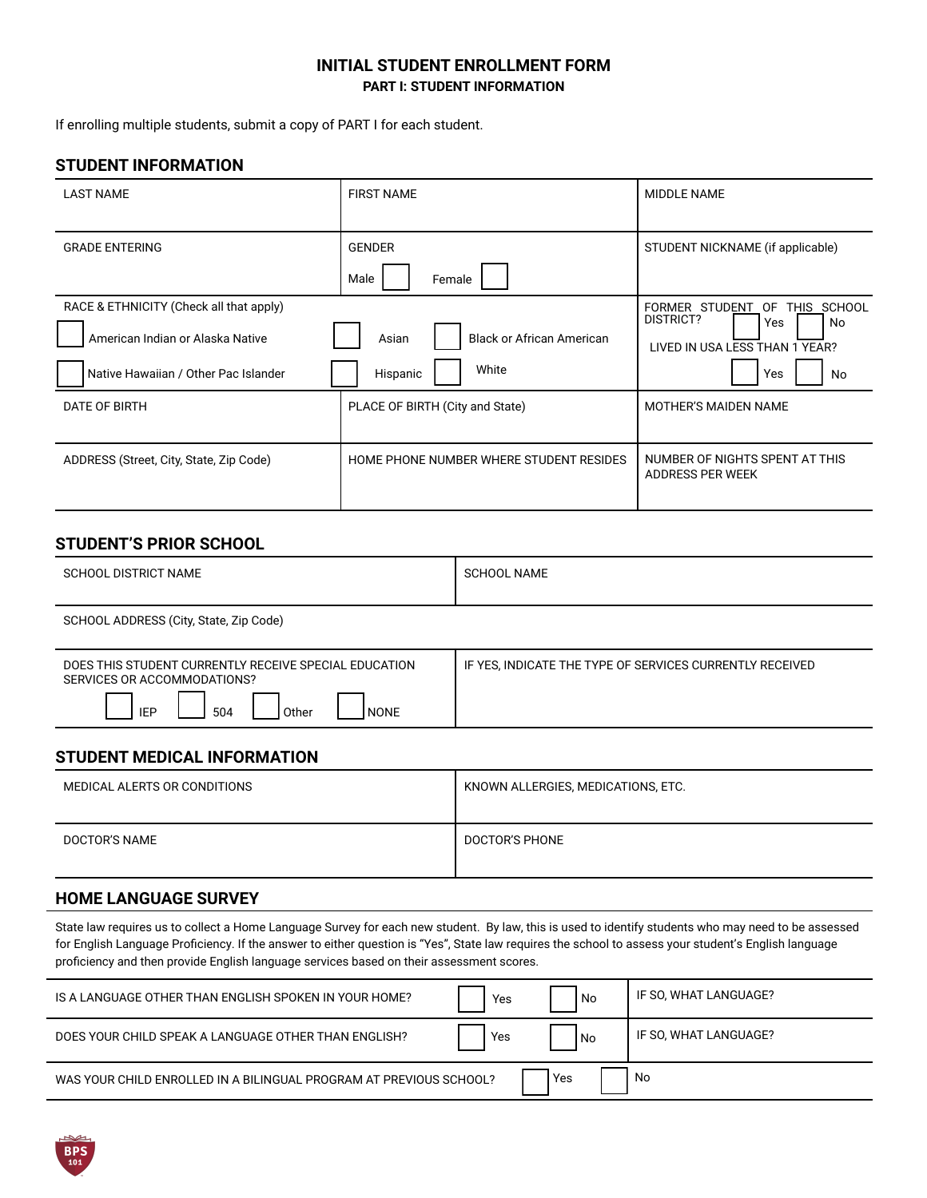# INITIAL STUDENT ENROLLMENT FORM

### PART I: STUDENT INFORMATION

If enrolling multiple students, submit a copy of PART I for each student.

## STUDENT INFORMATION

| LAST NAME | FIRST NAME | MIDDLE NAME |
|---|---|---|
| GRADE ENTERING | GENDER<br>Male ☐ Female ☐ | STUDENT NICKNAME (if applicable) |
| RACE & ETHNICITY (Check all that apply)<br>☐ American Indian or Alaska Native ☐ Asian ☐ Black or African American<br>☐ Native Hawaiian / Other Pac Islander ☐ Hispanic ☐ White | | FORMER STUDENT OF THIS SCHOOL DISTRICT? ☐ Yes ☐ No<br>LIVED IN USA LESS THAN 1 YEAR? ☐ Yes ☐ No |
| DATE OF BIRTH | PLACE OF BIRTH (City and State) | MOTHER'S MAIDEN NAME |
| ADDRESS (Street, City, State, Zip Code) | HOME PHONE NUMBER WHERE STUDENT RESIDES | NUMBER OF NIGHTS SPENT AT THIS ADDRESS PER WEEK |

## STUDENT'S PRIOR SCHOOL

| SCHOOL DISTRICT NAME | SCHOOL NAME |
|---|---|
| SCHOOL ADDRESS (City, State, Zip Code) | |
| DOES THIS STUDENT CURRENTLY RECEIVE SPECIAL EDUCATION SERVICES OR ACCOMMODATIONS?<br>☐ IEP ☐ 504 ☐ Other ☐ NONE | IF YES, INDICATE THE TYPE OF SERVICES CURRENTLY RECEIVED |

## STUDENT MEDICAL INFORMATION

| MEDICAL ALERTS OR CONDITIONS | KNOWN ALLERGIES, MEDICATIONS, ETC. |
|---|---|
| DOCTOR'S NAME | DOCTOR'S PHONE |

## HOME LANGUAGE SURVEY

State law requires us to collect a Home Language Survey for each new student. By law, this is used to identify students who may need to be assessed for English Language Proficiency. If the answer to either question is "Yes", State law requires the school to assess your student's English language proficiency and then provide English language services based on their assessment scores.

| | | |
|---|---|---|
| IS A LANGUAGE OTHER THAN ENGLISH SPOKEN IN YOUR HOME? | ☐ Yes ☐ No | IF SO, WHAT LANGUAGE? |
| DOES YOUR CHILD SPEAK A LANGUAGE OTHER THAN ENGLISH? | ☐ Yes ☐ No | IF SO, WHAT LANGUAGE? |
| WAS YOUR CHILD ENROLLED IN A BILINGUAL PROGRAM AT PREVIOUS SCHOOL? | ☐ Yes ☐ No | |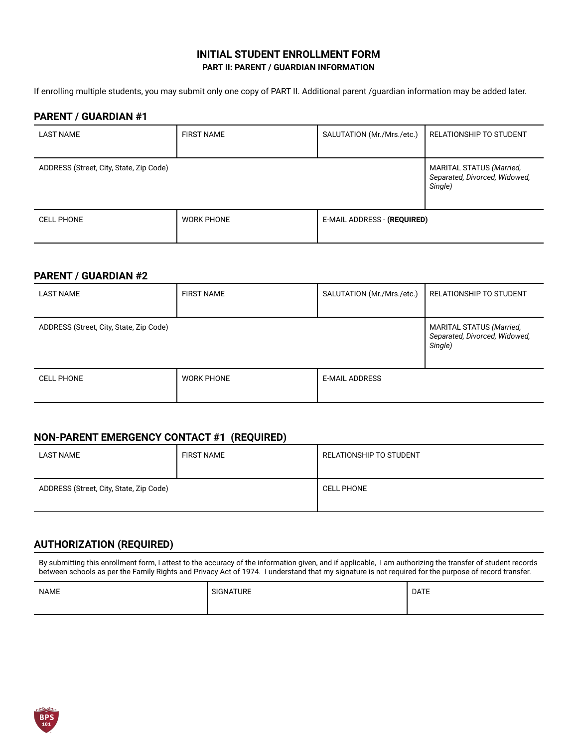# INITIAL STUDENT ENROLLMENT FORM

## PART II: PARENT / GUARDIAN INFORMATION

If enrolling multiple students, you may submit only one copy of PART II. Additional parent /guardian information may be added later.

### PARENT / GUARDIAN #1

| LAST NAME | FIRST NAME | SALUTATION (Mr./Mrs./etc.) | RELATIONSHIP TO STUDENT |
|---|---|---|---|
| ADDRESS (Street, City, State, Zip Code) | | | MARITAL STATUS *(Married, Separated, Divorced, Widowed, Single)* |
| CELL PHONE | WORK PHONE | E-MAIL ADDRESS - **(REQUIRED)** | |

### PARENT / GUARDIAN #2

| LAST NAME | FIRST NAME | SALUTATION (Mr./Mrs./etc.) | RELATIONSHIP TO STUDENT |
|---|---|---|---|
| ADDRESS (Street, City, State, Zip Code) | | | MARITAL STATUS *(Married, Separated, Divorced, Widowed, Single)* |
| CELL PHONE | WORK PHONE | E-MAIL ADDRESS | |

### NON-PARENT EMERGENCY CONTACT #1 (REQUIRED)

| LAST NAME | FIRST NAME | RELATIONSHIP TO STUDENT |
|---|---|---|
| ADDRESS (Street, City, State, Zip Code) | | CELL PHONE |

### AUTHORIZATION (REQUIRED)

By submitting this enrollment form, I attest to the accuracy of the information given, and if applicable, I am authorizing the transfer of student records between schools as per the Family Rights and Privacy Act of 1974. I understand that my signature is not required for the purpose of record transfer.

| NAME | SIGNATURE | DATE |
|---|---|---|
| | | |